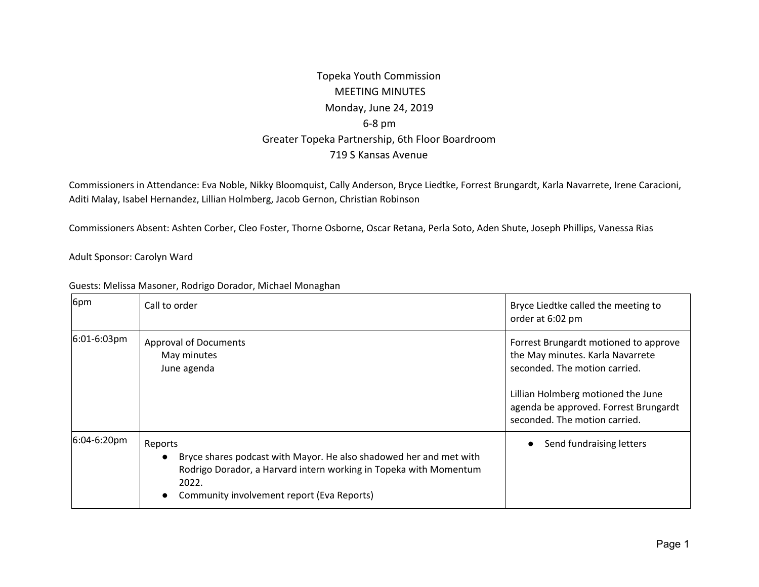# Topeka Youth Commission

## MEETING MINUTES

Monday, June 24, 2019

6-8 pm

Greater Topeka Partnership, 6th Floor Boardroom

719 S Kansas Avenue

Commissioners in Attendance: Eva Noble, Nikky Bloomquist, Cally Anderson, Bryce Liedtke, Forrest Brungardt, Karla Navarrete, Irene Caracioni, Aditi Malay, Isabel Hernandez, Lillian Holmberg, Jacob Gernon, Christian Robinson

Commissioners Absent: Ashten Corber, Cleo Foster, Thorne Osborne, Oscar Retana, Perla Soto, Aden Shute, Joseph Phillips, Vanessa Rias

Adult Sponsor: Carolyn Ward

Guests: Melissa Masoner, Rodrigo Dorador, Michael Monaghan

| | | |
|---|---|---|
| 6pm | Call to order | Bryce Liedtke called the meeting to order at 6:02 pm |
| 6:01-6:03pm | Approval of Documents<br>May minutes<br>June agenda | Forrest Brungardt motioned to approve the May minutes. Karla Navarrete seconded. The motion carried.<br><br>Lillian Holmberg motioned the June agenda be approved. Forrest Brungardt seconded. The motion carried. |
| 6:04-6:20pm | Reports<br>● Bryce shares podcast with Mayor. He also shadowed her and met with Rodrigo Dorador, a Harvard intern working in Topeka with Momentum 2022.<br>● Community involvement report (Eva Reports) | ● Send fundraising letters |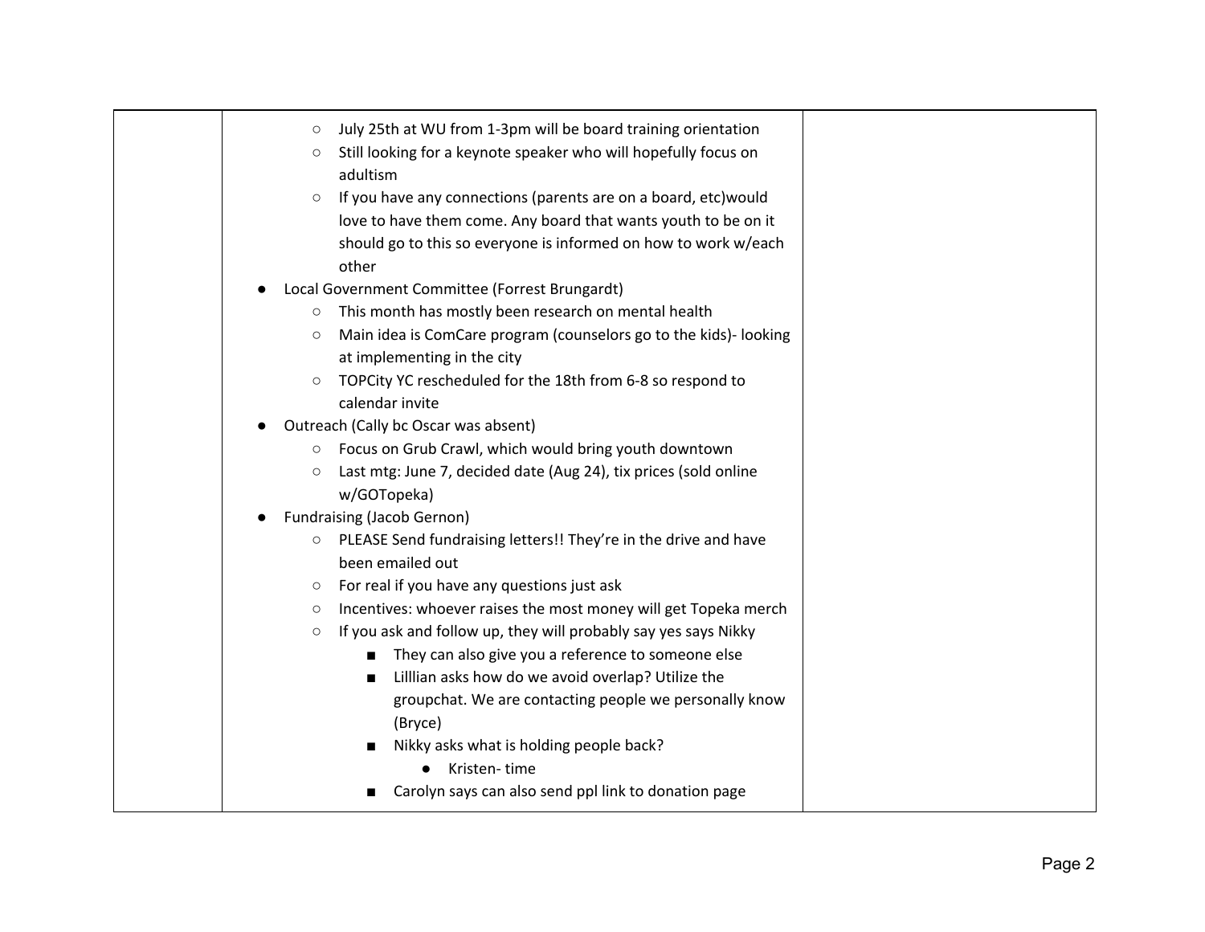- July 25th at WU from 1-3pm will be board training orientation
    - Still looking for a keynote speaker who will hopefully focus on adultism
    - If you have any connections (parents are on a board, etc)would love to have them come. Any board that wants youth to be on it should go to this so everyone is informed on how to work w/each other
- Local Government Committee (Forrest Brungardt)
    - This month has mostly been research on mental health
    - Main idea is ComCare program (counselors go to the kids)- looking at implementing in the city
    - TOPCity YC rescheduled for the 18th from 6-8 so respond to calendar invite
- Outreach (Cally bc Oscar was absent)
    - Focus on Grub Crawl, which would bring youth downtown
    - Last mtg: June 7, decided date (Aug 24), tix prices (sold online w/GOTopeka)
- Fundraising (Jacob Gernon)
    - PLEASE Send fundraising letters!! They're in the drive and have been emailed out
    - For real if you have any questions just ask
    - Incentives: whoever raises the most money will get Topeka merch
    - If you ask and follow up, they will probably say yes says Nikky
        - They can also give you a reference to someone else
        - Lilllian asks how do we avoid overlap? Utilize the groupchat. We are contacting people we personally know (Bryce)
        - Nikky asks what is holding people back?
            - Kristen- time
        - Carolyn says can also send ppl link to donation page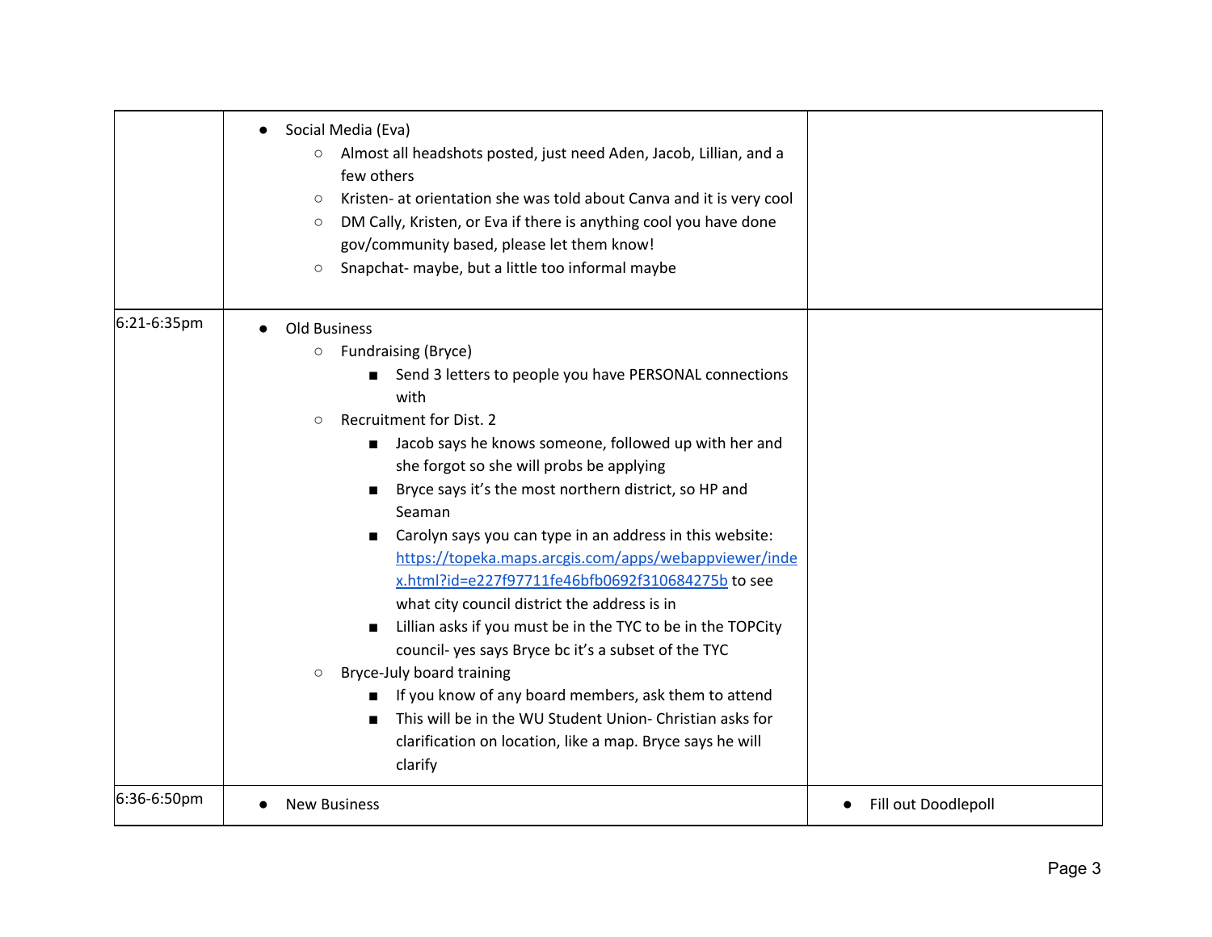| | | |
|---|---|---|
| | ● Social Media (Eva)<br>○ Almost all headshots posted, just need Aden, Jacob, Lillian, and a few others<br>○ Kristen- at orientation she was told about Canva and it is very cool<br>○ DM Cally, Kristen, or Eva if there is anything cool you have done gov/community based, please let them know!<br>○ Snapchat- maybe, but a little too informal maybe | |
| 6:21-6:35pm | ● Old Business<br>○ Fundraising (Bryce)<br>■ Send 3 letters to people you have PERSONAL connections with<br>○ Recruitment for Dist. 2<br>■ Jacob says he knows someone, followed up with her and she forgot so she will probs be applying<br>■ Bryce says it's the most northern district, so HP and Seaman<br>■ Carolyn says you can type in an address in this website: [https://topeka.maps.arcgis.com/apps/webappviewer/index.html?id=e227f97711fe46bfb0692f310684275b](https://topeka.maps.arcgis.com/apps/webappviewer/index.html?id=e227f97711fe46bfb0692f310684275b) to see what city council district the address is in<br>■ Lillian asks if you must be in the TYC to be in the TOPCity council- yes says Bryce bc it's a subset of the TYC<br>○ Bryce-July board training<br>■ If you know of any board members, ask them to attend<br>■ This will be in the WU Student Union- Christian asks for clarification on location, like a map. Bryce says he will clarify | |
| 6:36-6:50pm | ● New Business | ● Fill out Doodlepoll |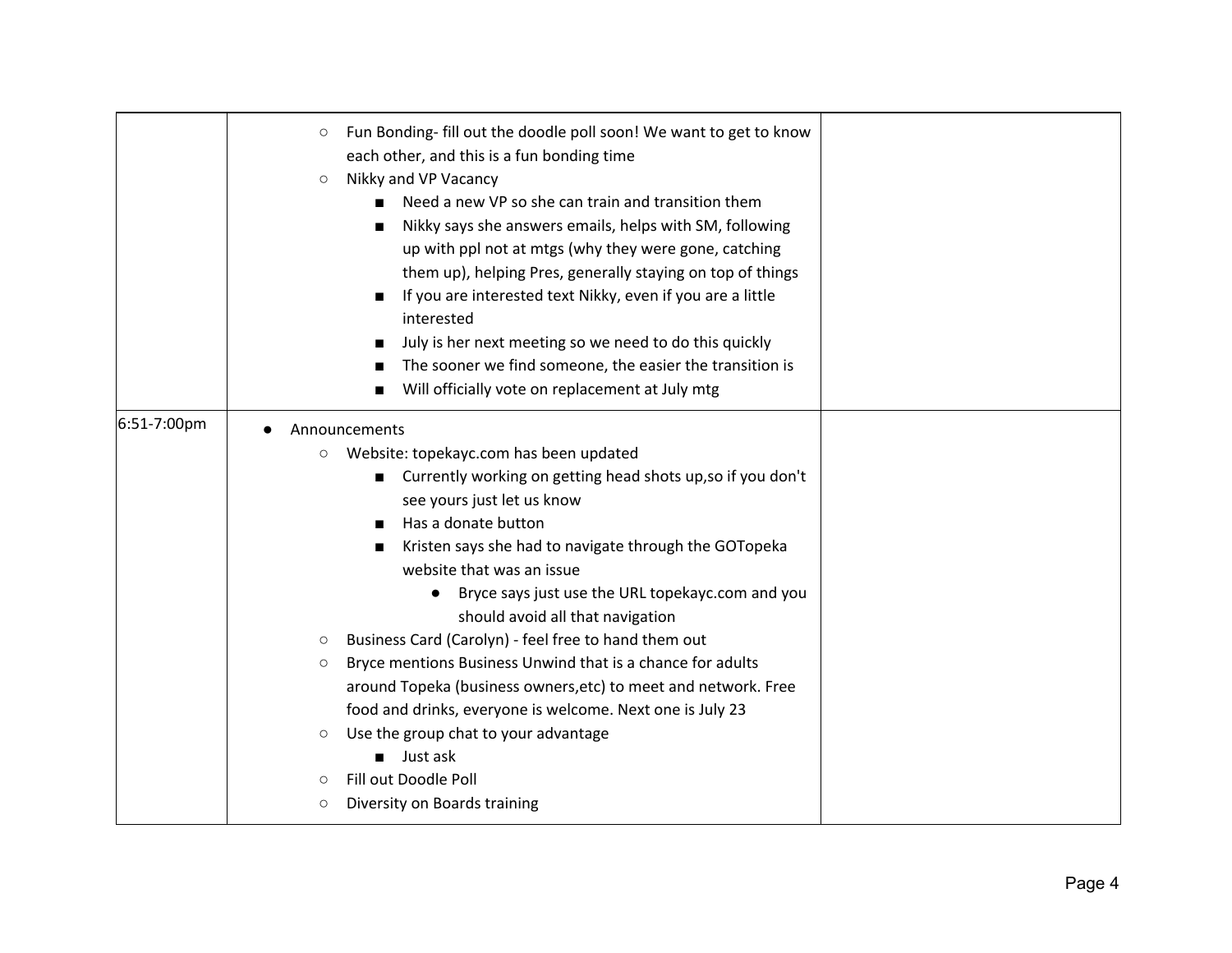| | | |
|---|---|---|
| | ○ Fun Bonding- fill out the doodle poll soon! We want to get to know each other, and this is a fun bonding time<br>○ Nikky and VP Vacancy<br>&nbsp;&nbsp;&nbsp;&nbsp;■ Need a new VP so she can train and transition them<br>&nbsp;&nbsp;&nbsp;&nbsp;■ Nikky says she answers emails, helps with SM, following up with ppl not at mtgs (why they were gone, catching them up), helping Pres, generally staying on top of things<br>&nbsp;&nbsp;&nbsp;&nbsp;■ If you are interested text Nikky, even if you are a little interested<br>&nbsp;&nbsp;&nbsp;&nbsp;■ July is her next meeting so we need to do this quickly<br>&nbsp;&nbsp;&nbsp;&nbsp;■ The sooner we find someone, the easier the transition is<br>&nbsp;&nbsp;&nbsp;&nbsp;■ Will officially vote on replacement at July mtg | |
| 6:51-7:00pm | ● Announcements<br>&nbsp;&nbsp;&nbsp;&nbsp;○ Website: topekayc.com has been updated<br>&nbsp;&nbsp;&nbsp;&nbsp;&nbsp;&nbsp;&nbsp;&nbsp;■ Currently working on getting head shots up,so if you don't see yours just let us know<br>&nbsp;&nbsp;&nbsp;&nbsp;&nbsp;&nbsp;&nbsp;&nbsp;■ Has a donate button<br>&nbsp;&nbsp;&nbsp;&nbsp;&nbsp;&nbsp;&nbsp;&nbsp;■ Kristen says she had to navigate through the GOTopeka website that was an issue<br>&nbsp;&nbsp;&nbsp;&nbsp;&nbsp;&nbsp;&nbsp;&nbsp;&nbsp;&nbsp;&nbsp;&nbsp;● Bryce says just use the URL topekayc.com and you should avoid all that navigation<br>&nbsp;&nbsp;&nbsp;&nbsp;○ Business Card (Carolyn) - feel free to hand them out<br>&nbsp;&nbsp;&nbsp;&nbsp;○ Bryce mentions Business Unwind that is a chance for adults around Topeka (business owners,etc) to meet and network. Free food and drinks, everyone is welcome. Next one is July 23<br>&nbsp;&nbsp;&nbsp;&nbsp;○ Use the group chat to your advantage<br>&nbsp;&nbsp;&nbsp;&nbsp;&nbsp;&nbsp;&nbsp;&nbsp;■ Just ask<br>&nbsp;&nbsp;&nbsp;&nbsp;○ Fill out Doodle Poll<br>&nbsp;&nbsp;&nbsp;&nbsp;○ Diversity on Boards training | |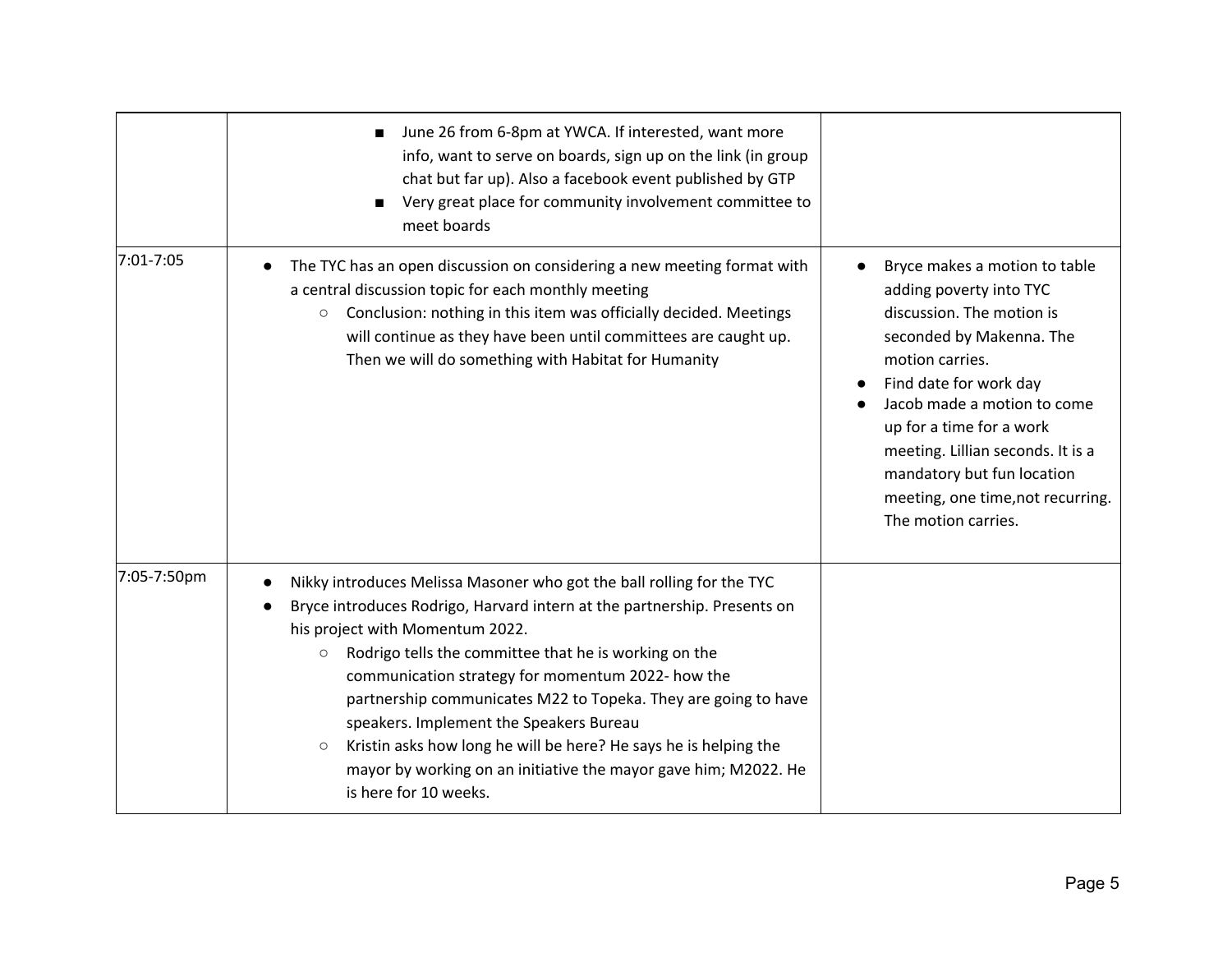| | | |
|---|---|---|
| | ■ June 26 from 6-8pm at YWCA. If interested, want more info, want to serve on boards, sign up on the link (in group chat but far up). Also a facebook event published by GTP<br>■ Very great place for community involvement committee to meet boards | |
| 7:01-7:05 | ● The TYC has an open discussion on considering a new meeting format with a central discussion topic for each monthly meeting<br>○ Conclusion: nothing in this item was officially decided. Meetings will continue as they have been until committees are caught up. Then we will do something with Habitat for Humanity | ● Bryce makes a motion to table adding poverty into TYC discussion. The motion is seconded by Makenna. The motion carries.<br>● Find date for work day<br>● Jacob made a motion to come up for a time for a work meeting. Lillian seconds. It is a mandatory but fun location meeting, one time,not recurring. The motion carries. |
| 7:05-7:50pm | ● Nikky introduces Melissa Masoner who got the ball rolling for the TYC<br>● Bryce introduces Rodrigo, Harvard intern at the partnership. Presents on his project with Momentum 2022.<br>○ Rodrigo tells the committee that he is working on the communication strategy for momentum 2022- how the partnership communicates M22 to Topeka. They are going to have speakers. Implement the Speakers Bureau<br>○ Kristin asks how long he will be here? He says he is helping the mayor by working on an initiative the mayor gave him; M2022. He is here for 10 weeks. | |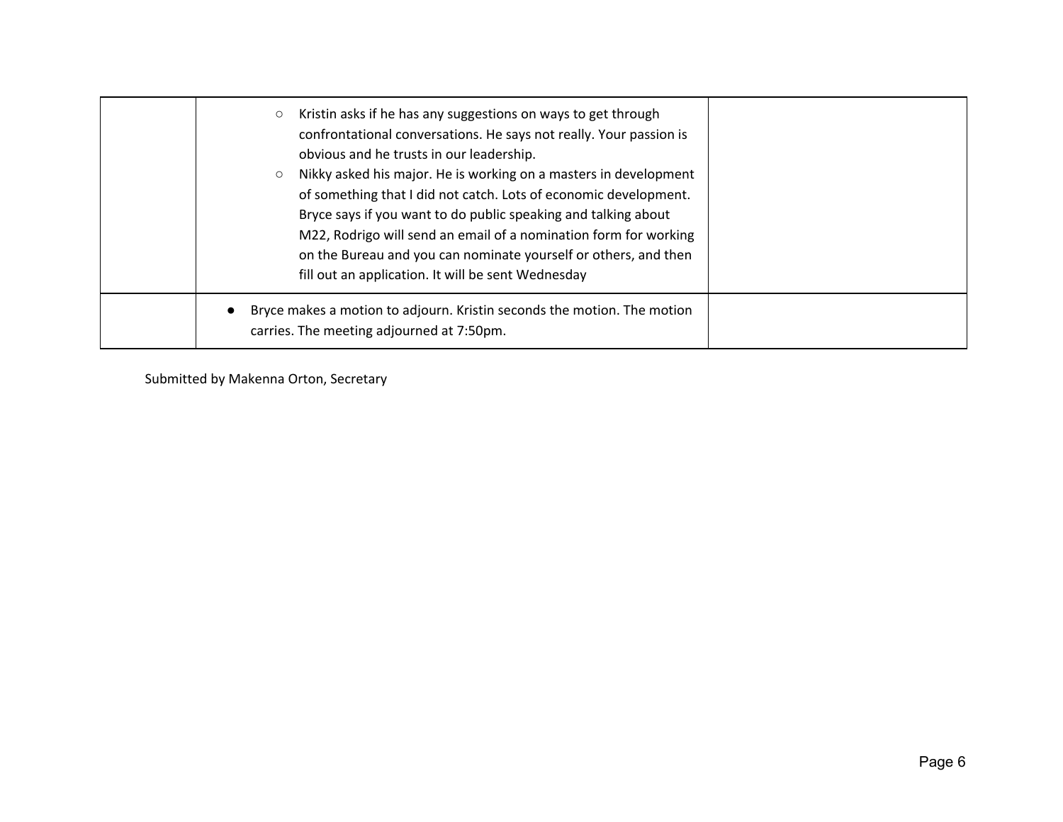| | | |
|---|---|---|
| | ◦ Kristin asks if he has any suggestions on ways to get through confrontational conversations. He says not really. Your passion is obvious and he trusts in our leadership.<br>◦ Nikky asked his major. He is working on a masters in development of something that I did not catch. Lots of economic development. Bryce says if you want to do public speaking and talking about M22, Rodrigo will send an email of a nomination form for working on the Bureau and you can nominate yourself or others, and then fill out an application. It will be sent Wednesday | |
| | • Bryce makes a motion to adjourn. Kristin seconds the motion. The motion carries. The meeting adjourned at 7:50pm. | |

Submitted by Makenna Orton, Secretary